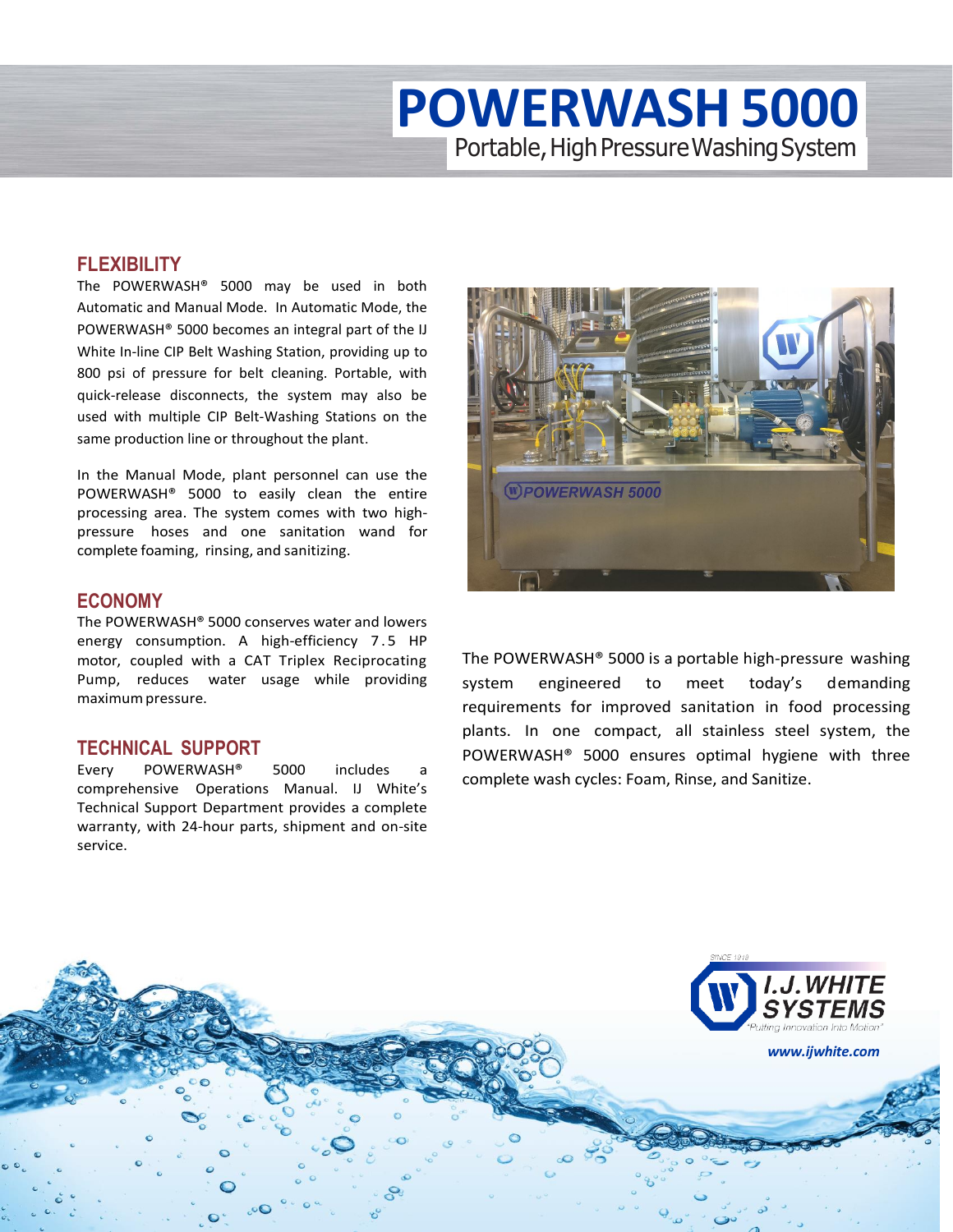# POWERWASH 5000

Portable, High Pressure Washing System

## FLEXIBILITY

The POWERWASH® 5000 may be used in both Automatic and Manual Mode. In Automatic Mode, the POWERWASH® 5000 becomes an integral part of the IJ White In-line CIP Belt Washing Station, providing up to 800 psi of pressure for belt cleaning. Portable, with quick-release disconnects, the system may also be used with multiple CIP Belt-Washing Stations on the same production line or throughout the plant.

In the Manual Mode, plant personnel can use the POWERWASH® 5000 to easily clean the entire processing area. The system comes with two high-pressure hoses and one sanitation wand for complete foaming, rinsing, and sanitizing.

## ECONOMY

The POWERWASH® 5000 conserves water and lowers energy consumption. A high-efficiency 7.5 HP motor, coupled with a CAT Triplex Reciprocating Pump, reduces water usage while providing maximum pressure.

## TECHNICAL SUPPORT

Every POWERWASH® 5000 includes a comprehensive Operations Manual. IJ White's Technical Support Department provides a complete warranty, with 24-hour parts, shipment and on-site service.

The POWERWASH® 5000 is a portable high-pressure washing system engineered to meet today's demanding requirements for improved sanitation in food processing plants. In one compact, all stainless steel system, the POWERWASH® 5000 ensures optimal hygiene with three complete wash cycles: Foam, Rinse, and Sanitize.

SINCE 1918

I.J. WHITE SYSTEMS

"Putting Innovation Into Motion"

*www.ijwhite.com*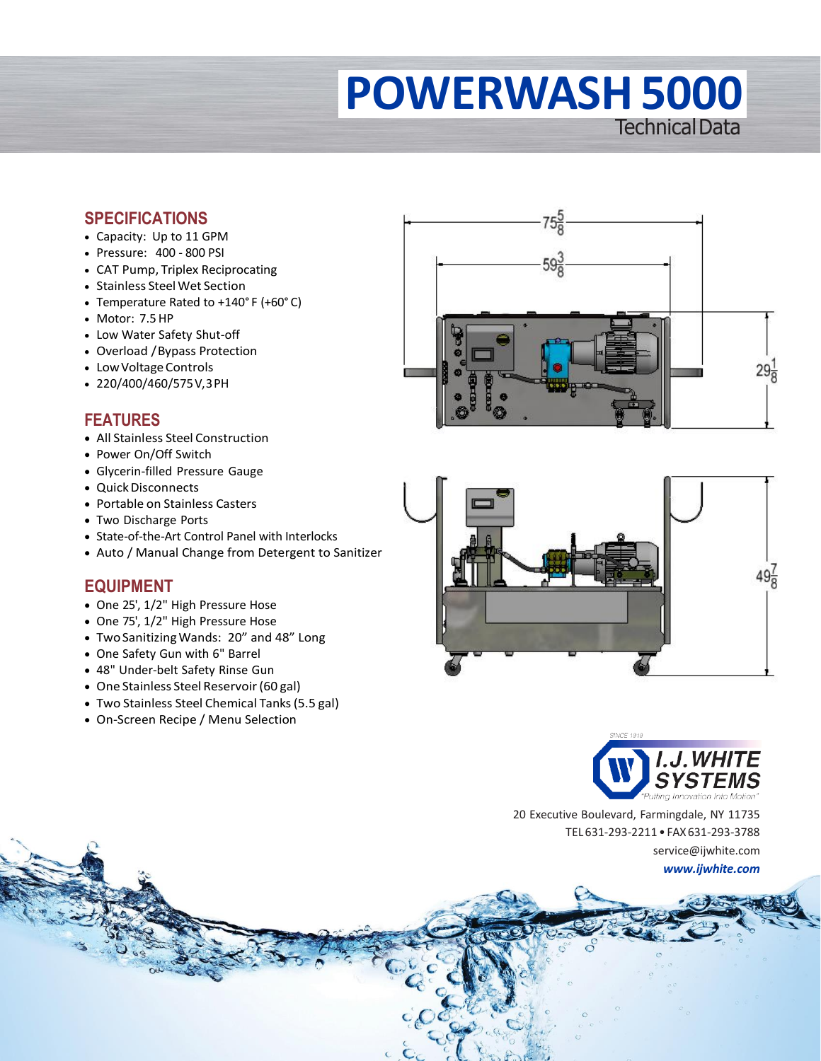# POWERWASH 5000

Technical Data

## SPECIFICATIONS

- Capacity: Up to 11 GPM
- Pressure: 400 - 800 PSI
- CAT Pump, Triplex Reciprocating
- Stainless Steel Wet Section
- Temperature Rated to +140° F (+60° C)
- Motor: 7.5 HP
- Low Water Safety Shut-off
- Overload / Bypass Protection
- Low Voltage Controls
- 220/400/460/575 V, 3 PH

## FEATURES

- All Stainless Steel Construction
- Power On/Off Switch
- Glycerin-filled Pressure Gauge
- Quick Disconnects
- Portable on Stainless Casters
- Two Discharge Ports
- State-of-the-Art Control Panel with Interlocks
- Auto / Manual Change from Detergent to Sanitizer

## EQUIPMENT

- One 25', 1/2" High Pressure Hose
- One 75', 1/2" High Pressure Hose
- Two Sanitizing Wands: 20" and 48" Long
- One Safety Gun with 6" Barrel
- 48" Under-belt Safety Rinse Gun
- One Stainless Steel Reservoir (60 gal)
- Two Stainless Steel Chemical Tanks (5.5 gal)
- On-Screen Recipe / Menu Selection

$75\frac{5}{8}$

$59\frac{3}{8}$

$29\frac{1}{8}$

$49\frac{7}{8}$

SINCE 1919

I.J. WHITE SYSTEMS

"Putting Innovation Into Motion"

20 Executive Boulevard, Farmingdale, NY 11735
TEL 631-293-2211 • FAX 631-293-3788
service@ijwhite.com
***www.ijwhite.com***